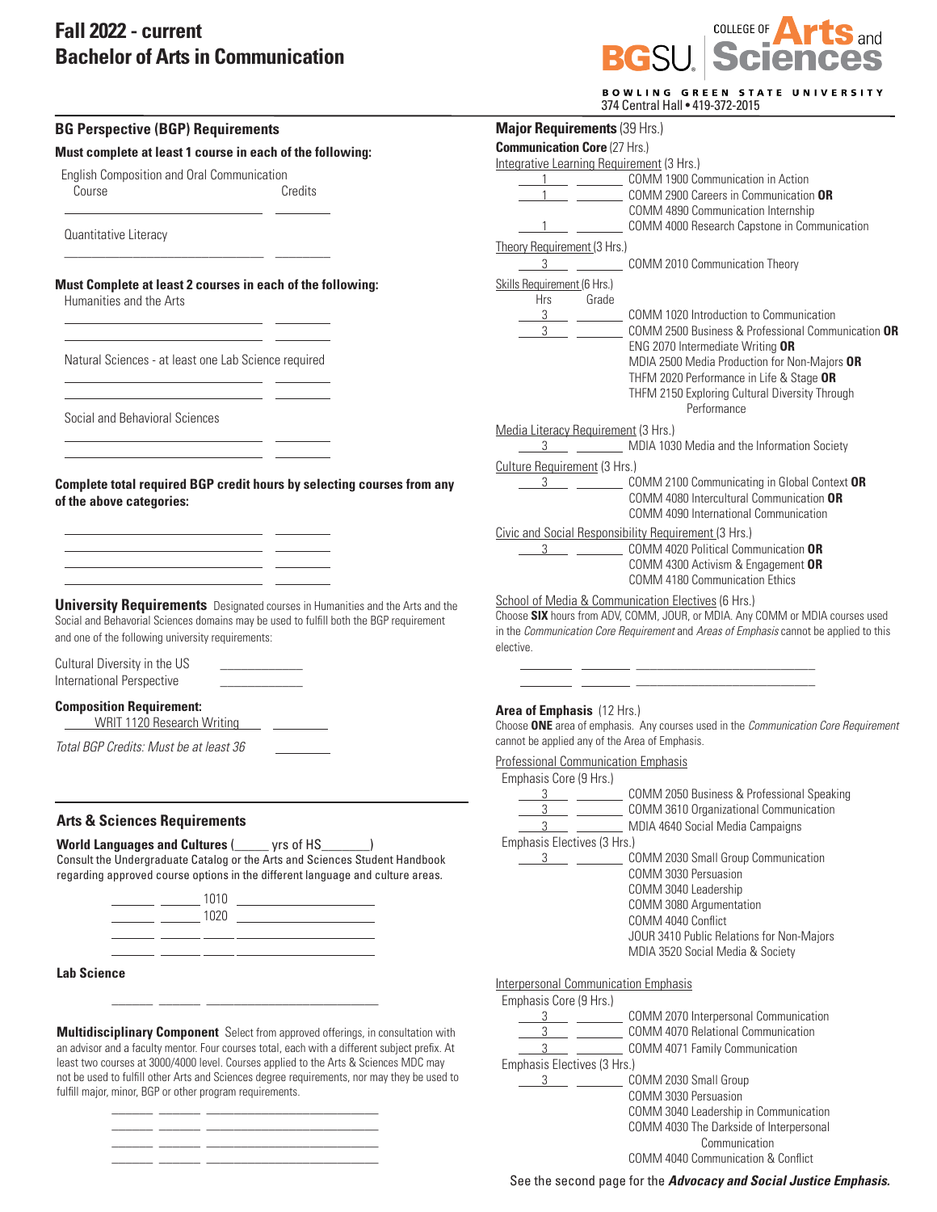# Fall 2022 - current
# Bachelor of Arts in Communication

BGSU | COLLEGE OF Arts and Sciences

BOWLING GREEN STATE UNIVERSITY
374 Central Hall • 419-372-2015

## BG Perspective (BGP) Requirements

**Must complete at least 1 course in each of the following:**

English Composition and Oral Communication

| Course | Credits |
|---|---|
| | |

Quantitative Literacy

| | |
|---|---|
| | |

**Must Complete at least 2 courses in each of the following:**

Humanities and the Arts

| | |
|---|---|
| | |
| | |

Natural Sciences - at least one Lab Science required

| | |
|---|---|
| | |
| | |

Social and Behavioral Sciences

| | |
|---|---|
| | |
| | |

**Complete total required BGP credit hours by selecting courses from any of the above categories:**

| | |
|---|---|
| | |
| | |
| | |
| | |

**University Requirements** Designated courses in Humanities and the Arts and the Social and Behavorial Sciences domains may be used to fulfill both the BGP requirement and one of the following university requirements:

Cultural Diversity in the US ____________
International Perspective ____________

**Composition Requirement:**
WRIT 1120 Research Writing ________

*Total BGP Credits: Must be at least 36* ________

## Arts & Sciences Requirements

**World Languages and Cultures** (_____ yrs of HS________)
Consult the Undergraduate Catalog or the Arts and Sciences Student Handbook regarding approved course options in the different language and culture areas.

| | | | |
|---|---|---|---|
| | | 1010 | |
| | | 1020 | |
| | | | |
| | | | |

**Lab Science**

| | | |
|---|---|---|
| | | |

**Multidisciplinary Component** Select from approved offerings, in consultation with an advisor and a faculty mentor. Four courses total, each with a different subject prefix. At least two courses at 3000/4000 level. Courses applied to the Arts & Sciences MDC may not be used to fulfill other Arts and Sciences degree requirements, nor may they be used to fulfill major, minor, BGP or other program requirements.

| | | |
|---|---|---|
| | | |
| | | |
| | | |
| | | |

## Major Requirements (39 Hrs.)

### Communication Core (27 Hrs.)

Integrative Learning Requirement (3 Hrs.)

| Hrs | Grade | Course |
|---|---|---|
| 1 | | COMM 1900 Communication in Action |
| 1 | | COMM 2900 Careers in Communication **OR** COMM 4890 Communication Internship |
| 1 | | COMM 4000 Research Capstone in Communication |

Theory Requirement (3 Hrs.)

| Hrs | Grade | Course |
|---|---|---|
| 3 | | COMM 2010 Communication Theory |

Skills Requirement (6 Hrs.)

| Hrs | Grade | Course |
|---|---|---|
| 3 | | COMM 1020 Introduction to Communication |
| 3 | | COMM 2500 Business & Professional Communication **OR** ENG 2070 Intermediate Writing **OR** MDIA 2500 Media Production for Non-Majors **OR** THFM 2020 Performance in Life & Stage **OR** THFM 2150 Exploring Cultural Diversity Through Performance |

Media Literacy Requirement (3 Hrs.)

| Hrs | Grade | Course |
|---|---|---|
| 3 | | MDIA 1030 Media and the Information Society |

Culture Requirement (3 Hrs.)

| Hrs | Grade | Course |
|---|---|---|
| 3 | | COMM 2100 Communicating in Global Context **OR** COMM 4080 Intercultural Communication **OR** COMM 4090 International Communication |

Civic and Social Responsibility Requirement (3 Hrs.)

| Hrs | Grade | Course |
|---|---|---|
| 3 | | COMM 4020 Political Communication **OR** COMM 4300 Activism & Engagement **OR** COMM 4180 Communication Ethics |

School of Media & Communication Electives (6 Hrs.)
Choose **SIX** hours from ADV, COMM, JOUR, or MDIA. Any COMM or MDIA courses used in the *Communication Core Requirement* and *Areas of Emphasis* cannot be applied to this elective.

| | | |
|---|---|---|
| | | |
| | | |

### Area of Emphasis (12 Hrs.)

Choose **ONE** area of emphasis. Any courses used in the *Communication Core Requirement* cannot be applied any of the Area of Emphasis.

#### Professional Communication Emphasis

Emphasis Core (9 Hrs.)

| Hrs | Grade | Course |
|---|---|---|
| 3 | | COMM 2050 Business & Professional Speaking |
| 3 | | COMM 3610 Organizational Communication |
| 3 | | MDIA 4640 Social Media Campaigns |

Emphasis Electives (3 Hrs.)

| Hrs | Grade | Course |
|---|---|---|
| 3 | | COMM 2030 Small Group Communication<br>COMM 3030 Persuasion<br>COMM 3040 Leadership<br>COMM 3080 Argumentation<br>COMM 4040 Conflict<br>JOUR 3410 Public Relations for Non-Majors<br>MDIA 3520 Social Media & Society |

#### Interpersonal Communication Emphasis

Emphasis Core (9 Hrs.)

| Hrs | Grade | Course |
|---|---|---|
| 3 | | COMM 2070 Interpersonal Communication |
| 3 | | COMM 4070 Relational Communication |
| 3 | | COMM 4071 Family Communication |

Emphasis Electives (3 Hrs.)

| Hrs | Grade | Course |
|---|---|---|
| 3 | | COMM 2030 Small Group<br>COMM 3030 Persuasion<br>COMM 3040 Leadership in Communication<br>COMM 4030 The Darkside of Interpersonal Communication<br>COMM 4040 Communication & Conflict |

See the second page for the ***Advocacy and Social Justice Emphasis.***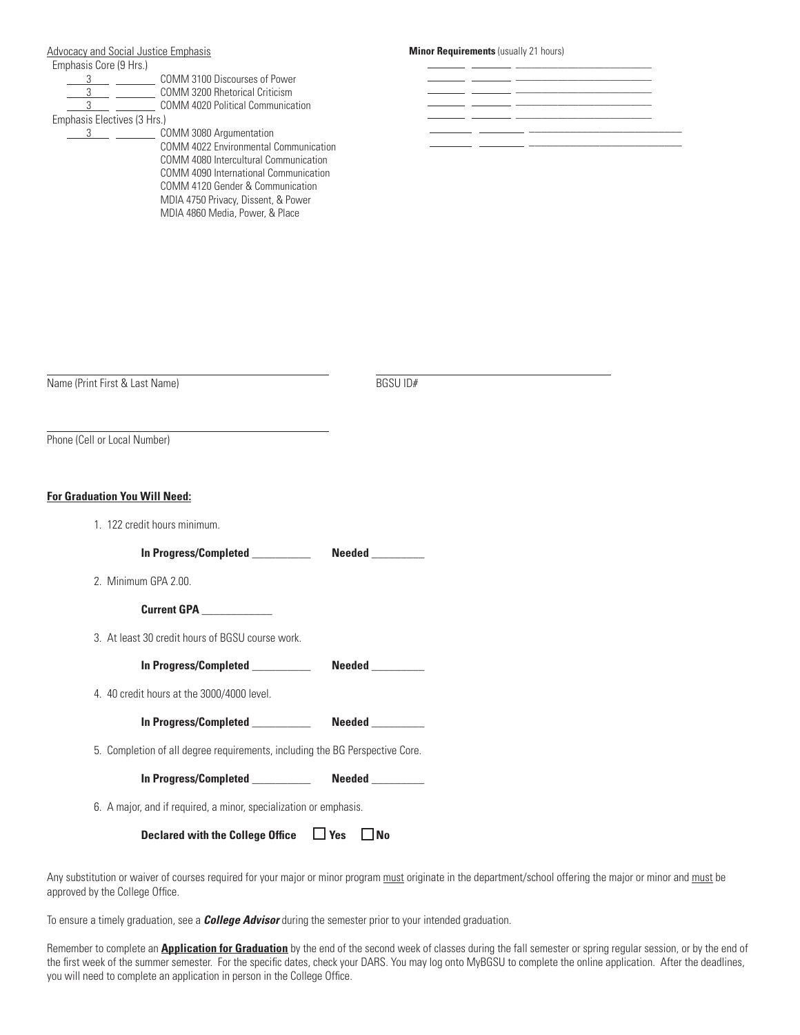<u>Advocacy and Social Justice Emphasis</u>

Emphasis Core (9 Hrs.)

| | | |
|---|---|---|
| 3 | ______ | COMM 3100 Discourses of Power |
| 3 | ______ | COMM 3200 Rhetorical Criticism |
| 3 | ______ | COMM 4020 Political Communication |

Emphasis Electives (3 Hrs.)

| | | |
|---|---|---|
| 3 | ______ | COMM 3080 Argumentation |
| | | COMM 4022 Environmental Communication |
| | | COMM 4080 Intercultural Communication |
| | | COMM 4090 International Communication |
| | | COMM 4120 Gender & Communication |
| | | MDIA 4750 Privacy, Dissent, & Power |
| | | MDIA 4860 Media, Power, & Place |

**Minor Requirements** (usually 21 hours)

______ ______ ____________________

______ ______ ____________________

______ ______ ____________________

______ ______ ____________________

______ ______ ____________________

______ ______ ____________________

______________________________ Name (Print First & Last Name)

______________________________ BGSU ID#

______________________________ Phone (Cell or Local Number)

**<u>For Graduation You Will Need:</u>**

1. 122 credit hours minimum.

   **In Progress/Completed** __________ **Needed** _________

2. Minimum GPA 2.00.

   **Current GPA** ____________

3. At least 30 credit hours of BGSU course work.

   **In Progress/Completed** __________ **Needed** _________

4. 40 credit hours at the 3000/4000 level.

   **In Progress/Completed** __________ **Needed** _________

5. Completion of all degree requirements, including the BG Perspective Core.

   **In Progress/Completed** __________ **Needed** _________

6. A major, and if required, a minor, specialization or emphasis.

   **Declared with the College Office** ☐ **Yes** ☐ **No**

Any substitution or waiver of courses required for your major or minor program <u>must</u> originate in the department/school offering the major or minor and <u>must</u> be approved by the College Office.

To ensure a timely graduation, see a ***College Advisor*** during the semester prior to your intended graduation.

Remember to complete an **<u>Application for Graduation</u>** by the end of the second week of classes during the fall semester or spring regular session, or by the end of the first week of the summer semester. For the specific dates, check your DARS. You may log onto MyBGSU to complete the online application. After the deadlines, you will need to complete an application in person in the College Office.